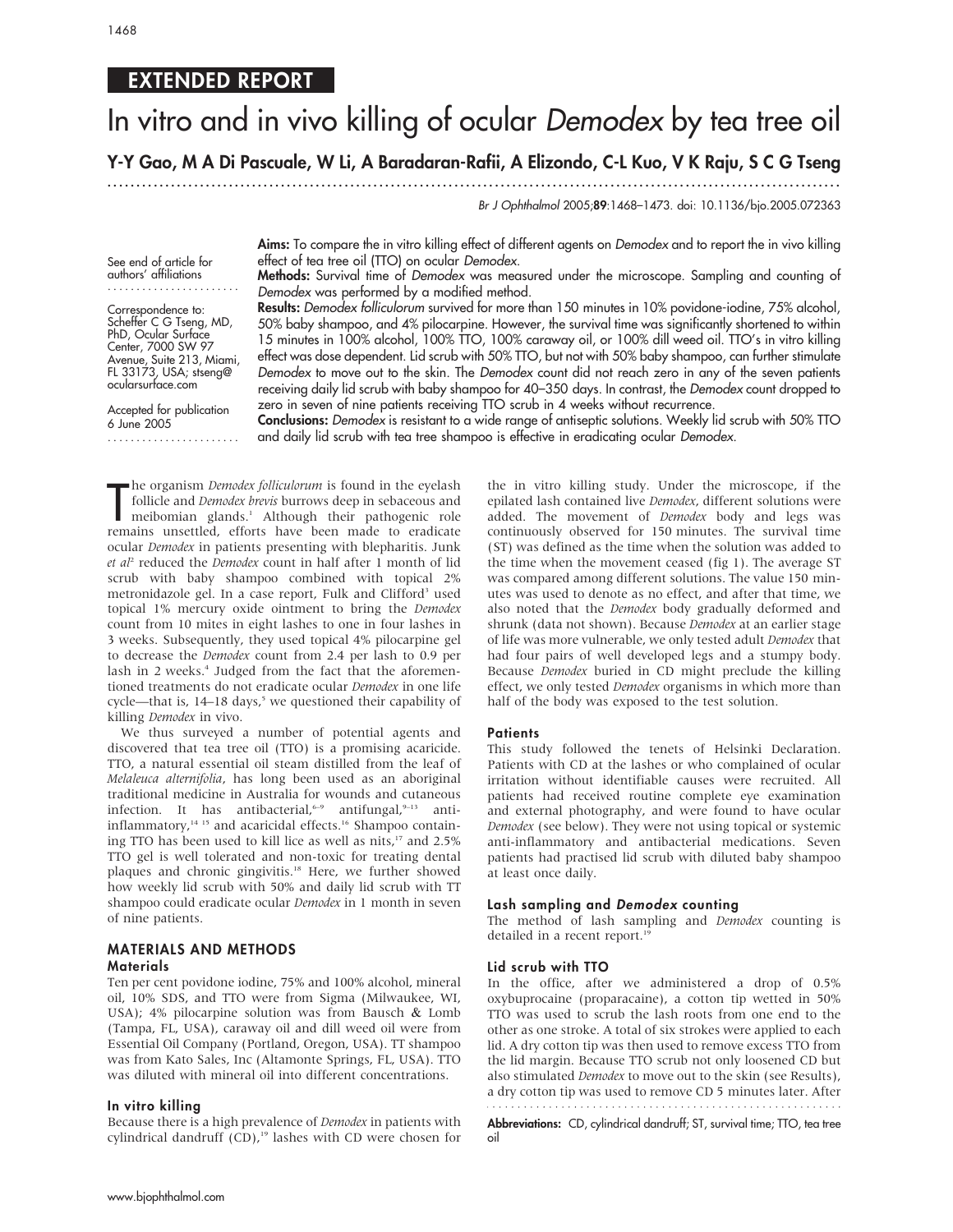## EXTENDED REPORT

# In vitro and in vivo killing of ocular *Demodex* by tea tree oil

**Y-Y Gao, M A Di Pascuale, W Li, A Baradaran-Rafii, A Elizondo, C-L Kuo, V K Raju, S C G Tseng**

Br J Ophthalmol 2005;**89**:1468–1473. doi: 10.1136/bjo.2005.072363

See end of article for authors' affiliations

Correspondence to: Scheffer C G Tseng, MD, PhD, Ocular Surface Center, 7000 SW 97 Avenue, Suite 213, Miami, FL 33173, USA; stseng@ocularsurface.com

Accepted for publication 6 June 2005

**Aims:** To compare the in vitro killing effect of different agents on *Demodex* and to report the in vivo killing effect of tea tree oil (TTO) on ocular *Demodex*.

**Methods:** Survival time of *Demodex* was measured under the microscope. Sampling and counting of *Demodex* was performed by a modified method.

**Results:** *Demodex folliculorum* survived for more than 150 minutes in 10% povidone-iodine, 75% alcohol, 50% baby shampoo, and 4% pilocarpine. However, the survival time was significantly shortened to within 15 minutes in 100% alcohol, 100% TTO, 100% caraway oil, or 100% dill weed oil. TTO's in vitro killing effect was dose dependent. Lid scrub with 50% TTO, but not with 50% baby shampoo, can further stimulate *Demodex* to move out to the skin. The *Demodex* count did not reach zero in any of the seven patients receiving daily lid scrub with baby shampoo for 40–350 days. In contrast, the *Demodex* count dropped to zero in seven of nine patients receiving TTO scrub in 4 weeks without recurrence.

**Conclusions:** *Demodex* is resistant to a wide range of antiseptic solutions. Weekly lid scrub with 50% TTO and daily lid scrub with tea tree shampoo is effective in eradicating ocular *Demodex*.

The organism *Demodex folliculorum* is found in the eyelash follicle and *Demodex brevis* burrows deep in sebaceous and meibomian glands.[1] Although their pathogenic role remains unsettled, efforts have been made to eradicate ocular *Demodex* in patients presenting with blepharitis. Junk *et al*[2] reduced the *Demodex* count in half after 1 month of lid scrub with baby shampoo combined with topical 2% metronidazole gel. In a case report, Fulk and Clifford[3] used topical 1% mercury oxide ointment to bring the *Demodex* count from 10 mites in eight lashes to one in four lashes in 3 weeks. Subsequently, they used topical 4% pilocarpine gel to decrease the *Demodex* count from 2.4 per lash to 0.9 per lash in 2 weeks.[4] Judged from the fact that the aforementioned treatments do not eradicate ocular *Demodex* in one life cycle—that is, 14–18 days,[5] we questioned their capability of killing *Demodex* in vivo.

We thus surveyed a number of potential agents and discovered that tea tree oil (TTO) is a promising acaricide. TTO, a natural essential oil steam distilled from the leaf of *Melaleuca alternifolia*, has long been used as an aboriginal traditional medicine in Australia for wounds and cutaneous infection. It has antibacterial,[6–9] antifungal,[9–13] anti-inflammatory,[14 15] and acaricidal effects.[16] Shampoo containing TTO has been used to kill lice as well as nits,[17] and 2.5% TTO gel is well tolerated and non-toxic for treating dental plaques and chronic gingivitis.[18] Here, we further showed how weekly lid scrub with 50% and daily lid scrub with TT shampoo could eradicate ocular *Demodex* in 1 month in seven of nine patients.

## MATERIALS AND METHODS

### Materials

Ten per cent povidone iodine, 75% and 100% alcohol, mineral oil, 10% SDS, and TTO were from Sigma (Milwaukee, WI, USA); 4% pilocarpine solution was from Bausch & Lomb (Tampa, FL, USA), caraway oil and dill weed oil were from Essential Oil Company (Portland, Oregon, USA). TT shampoo was from Kato Sales, Inc (Altamonte Springs, FL, USA). TTO was diluted with mineral oil into different concentrations.

### In vitro killing

Because there is a high prevalence of *Demodex* in patients with cylindrical dandruff (CD),[19] lashes with CD were chosen for the in vitro killing study. Under the microscope, if the epilated lash contained live *Demodex*, different solutions were added. The movement of *Demodex* body and legs was continuously observed for 150 minutes. The survival time (ST) was defined as the time when the solution was added to the time when the movement ceased (fig 1). The average ST was compared among different solutions. The value 150 minutes was used to denote as no effect, and after that time, we also noted that the *Demodex* body gradually deformed and shrunk (data not shown). Because *Demodex* at an earlier stage of life was more vulnerable, we only tested adult *Demodex* that had four pairs of well developed legs and a stumpy body. Because *Demodex* buried in CD might preclude the killing effect, we only tested *Demodex* organisms in which more than half of the body was exposed to the test solution.

### Patients

This study followed the tenets of Helsinki Declaration. Patients with CD at the lashes or who complained of ocular irritation without identifiable causes were recruited. All patients had received routine complete eye examination and external photography, and were found to have ocular *Demodex* (see below). They were not using topical or systemic anti-inflammatory and antibacterial medications. Seven patients had practised lid scrub with diluted baby shampoo at least once daily.

### Lash sampling and *Demodex* counting

The method of lash sampling and *Demodex* counting is detailed in a recent report.[19]

### Lid scrub with TTO

In the office, after we administered a drop of 0.5% oxybuprocaine (proparacaine), a cotton tip wetted in 50% TTO was used to scrub the lash roots from one end to the other as one stroke. A total of six strokes were applied to each lid. A dry cotton tip was then used to remove excess TTO from the lid margin. Because TTO scrub not only loosened CD but also stimulated *Demodex* to move out to the skin (see Results), a dry cotton tip was used to remove CD 5 minutes later. After

**Abbreviations:** CD, cylindrical dandruff; ST, survival time; TTO, tea tree oil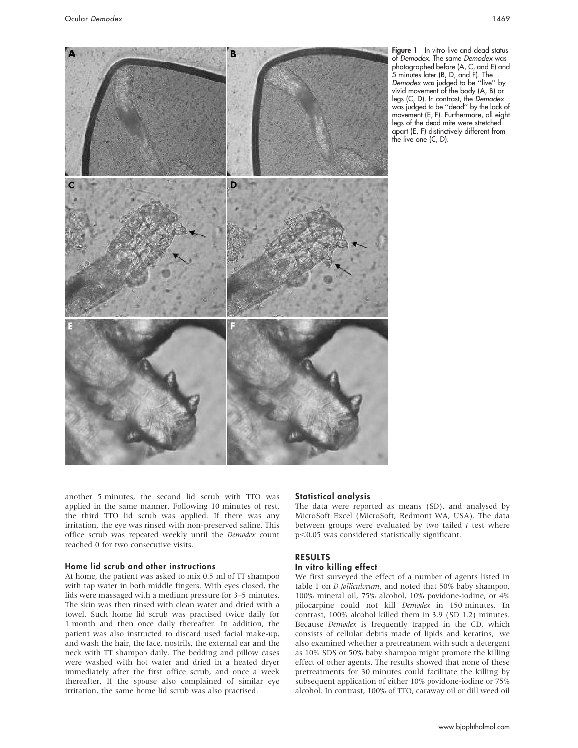**Figure 1** In vitro live and dead status of *Demodex*. The same *Demodex* was photographed before (A, C, and E) and 5 minutes later (B, D, and F). The *Demodex* was judged to be ''live'' by vivid movement of the body (A, B) or legs (C, D). In contrast, the *Demodex* was judged to be ''dead'' by the lack of movement (E, F). Furthermore, all eight legs of the dead mite were stretched apart (E, F) distinctively different from the live one (C, D).

another 5 minutes, the second lid scrub with TTO was applied in the same manner. Following 10 minutes of rest, the third TTO lid scrub was applied. If there was any irritation, the eye was rinsed with non-preserved saline. This office scrub was repeated weekly until the *Demodex* count reached 0 for two consecutive visits.

### Home lid scrub and other instructions

At home, the patient was asked to mix 0.5 ml of TT shampoo with tap water in both middle fingers. With eyes closed, the lids were massaged with a medium pressure for 3–5 minutes. The skin was then rinsed with clean water and dried with a towel. Such home lid scrub was practised twice daily for 1 month and then once daily thereafter. In addition, the patient was also instructed to discard used facial make-up, and wash the hair, the face, nostrils, the external ear and the neck with TT shampoo daily. The bedding and pillow cases were washed with hot water and dried in a heated dryer immediately after the first office scrub, and once a week thereafter. If the spouse also complained of similar eye irritation, the same home lid scrub was also practised.

### Statistical analysis

The data were reported as means (SD). and analysed by MicroSoft Excel (MicroSoft, Redmont WA, USA). The data between groups were evaluated by two tailed *t* test where $p<0.05$ was considered statistically significant.

## RESULTS

### In vitro killing effect

We first surveyed the effect of a number of agents listed in table 1 on *D folliculorum*, and noted that 50% baby shampoo, 100% mineral oil, 75% alcohol, 10% povidone-iodine, or 4% pilocarpine could not kill *Demodex* in 150 minutes. In contrast, 100% alcohol killed them in 3.9 (SD 1.2) minutes. Because *Demodex* is frequently trapped in the CD, which consists of cellular debris made of lipids and keratins,[1] we also examined whether a pretreatment with such a detergent as 10% SDS or 50% baby shampoo might promote the killing effect of other agents. The results showed that none of these pretreatments for 30 minutes could facilitate the killing by subsequent application of either 10% povidone-iodine or 75% alcohol. In contrast, 100% of TTO, caraway oil or dill weed oil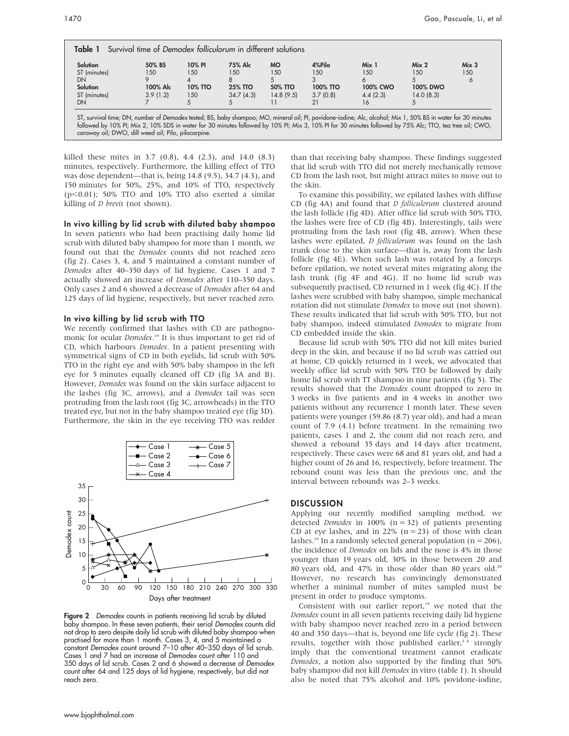**Table 1** Survival time of *Demodex folliculorum* in different solutions

| Solution | 50% BS | 10% PI | 75% Alc | MO | 4%Pilo | Mix 1 | Mix 2 | Mix 3 |
|---|---|---|---|---|---|---|---|---|
| ST (minutes) | 150 | 150 | 150 | 150 | 150 | 150 | 150 | 150 |
| DN | 9 | 4 | 8 | 5 | 3 | 6 | 5 | 6 |
| **Solution** | **100% Alc** | **10% TTO** | **25% TTO** | **50% TTO** | **100% TTO** | **100% CWO** | **100% DWO** | |
| ST (minutes) | 3.9 (1.2) | 150 | 34.7 (4.3) | 14.8 (9.5) | 3.7 (0.8) | 4.4 (2.3) | 14.0 (8.3) | |
| DN | 7 | 5 | 5 | 11 | 21 | 16 | 5 | |

ST, survival time; DN, number of *Demodex* tested; BS, baby shampoo; MO, mineral oil; PI, povidone-iodine; Alc, alcohol; Mix 1, 50% BS in water for 30 minutes followed by 10% PI; Mix 2, 10% SDS in water for 30 minutes followed by 10% PI; Mix 3, 10% PI for 30 minutes followed by 75% Alc; TTO, tea tree oil; CWO, caraway oil; DWO, dill weed oil; Pilo, pilocarpine.

killed these mites in 3.7 (0.8), 4.4 (2.3), and 14.0 (8.3) minutes, respectively. Furthermore, the killing effect of TTO was dose dependent—that is, being 14.8 (9.5), 34.7 (4.3), and 150 minutes for 50%, 25%, and 10% of TTO, respectively ($p<0.01$); 50% TTO and 10% TTO also exerted a similar killing of *D brevis* (not shown).

### In vivo killing by lid scrub with diluted baby shampoo

In seven patients who had been practising daily home lid scrub with diluted baby shampoo for more than 1 month, we found out that the *Demodex* counts did not reached zero (fig 2). Cases 3, 4, and 5 maintained a constant number of *Demodex* after 40–350 days of lid hygiene. Cases 1 and 7 actually showed an increase of *Demodex* after 110–350 days. Only cases 2 and 6 showed a decrease of *Demodex* after 64 and 125 days of lid hygiene, respectively, but never reached zero.

### In vivo killing by lid scrub with TTO

We recently confirmed that lashes with CD are pathognomonic for ocular *Demodex*.[19] It is thus important to get rid of CD, which harbours *Demodex*. In a patient presenting with symmetrical signs of CD in both eyelids, lid scrub with 50% TTO in the right eye and with 50% baby shampoo in the left eye for 5 minutes equally cleaned off CD (fig 3A and B). However, *Demodex* was found on the skin surface adjacent to the lashes (fig 3C, arrows), and a *Demodex* tail was seen protruding from the lash root (fig 3C, arrowheads) in the TTO treated eye, but not in the baby shampoo treated eye (fig 3D). Furthermore, the skin in the eye receiving TTO was redder than that receiving baby shampoo. These findings suggested that lid scrub with TTO did not merely mechanically remove CD from the lash root, but might attract mites to move out to the skin.

To examine this possibility, we epilated lashes with diffuse CD (fig 4A) and found that *D folliculorum* clustered around the lash follicle (fig 4D). After office lid scrub with 50% TTO, the lashes were free of CD (fig 4B). Interestingly, tails were protruding from the lash root (fig 4B, arrow). When these lashes were epilated, *D folliculorum* was found on the lash trunk close to the skin surface—that is, away from the lash follicle (fig 4E). When such lash was rotated by a forceps before epilation, we noted several mites migrating along the lash trunk (fig 4F and 4G). If no home lid scrub was subsequently practised, CD returned in 1 week (fig 4C). If the lashes were scrubbed with baby shampoo, simple mechanical rotation did not stimulate *Demodex* to move out (not shown). These results indicated that lid scrub with 50% TTO, but not baby shampoo, indeed stimulated *Demodex* to migrate from CD embedded inside the skin.

Because lid scrub with 50% TTO did not kill mites buried deep in the skin, and because if no lid scrub was carried out at home, CD quickly returned in 1 week, we advocated that weekly office lid scrub with 50% TTO be followed by daily home lid scrub with TT shampoo in nine patients (fig 5). The results showed that the *Demodex* count dropped to zero in 3 weeks in five patients and in 4 weeks in another two patients without any recurrence 1 month later. These seven patients were younger (59.86 (8.7) year old), and had a mean count of 7.9 (4.1) before treatment. In the remaining two patients, cases 1 and 2, the count did not reach zero, and showed a rebound 35 days and 14 days after treatment, respectively. These cases were 68 and 81 years old, and had a higher count of 26 and 16, respectively, before treatment. The rebound count was less than the previous one, and the interval between rebounds was 2–3 weeks.

**Figure 2** *Demodex* counts in patients receiving lid scrub by diluted baby shampoo. In these seven patients, their serial *Demodex* counts did not drop to zero despite daily lid scrub with diluted baby shampoo when practised for more than 1 month. Cases 3, 4, and 5 maintained a constant *Demodex* count around 7–10 after 40–350 days of lid scrub. Cases 1 and 7 had an increase of *Demodex* count after 110 and 350 days of lid scrub. Cases 2 and 6 showed a decrease of *Demodex* count after 64 and 125 days of lid hygiene, respectively, but did not reach zero.

## DISCUSSION

Applying our recently modified sampling method, we detected *Demodex* in 100% (n = 32) of patients presenting CD at eye lashes, and in 22% (n = 23) of those with clean lashes.[19] In a randomly selected general population (n = 206), the incidence of *Demodex* on lids and the nose is 4% in those younger than 19 years old, 30% in those between 20 and 80 years old, and 47% in those older than 80 years old.[20] However, no research has convincingly demonstrated whether a minimal number of mites sampled must be present in order to produce symptoms.

Consistent with our earlier report,[19] we noted that the *Demodex* count in all seven patients receiving daily lid hygiene with baby shampoo never reached zero in a period between 40 and 350 days—that is, beyond one life cycle (fig 2). These results, together with those published earlier,[2,4] strongly imply that the conventional treatment cannot eradicate *Demodex*, a notion also supported by the finding that 50% baby shampoo did not kill *Demodex* in vitro (table 1). It should also be noted that 75% alcohol and 10% povidone-iodine,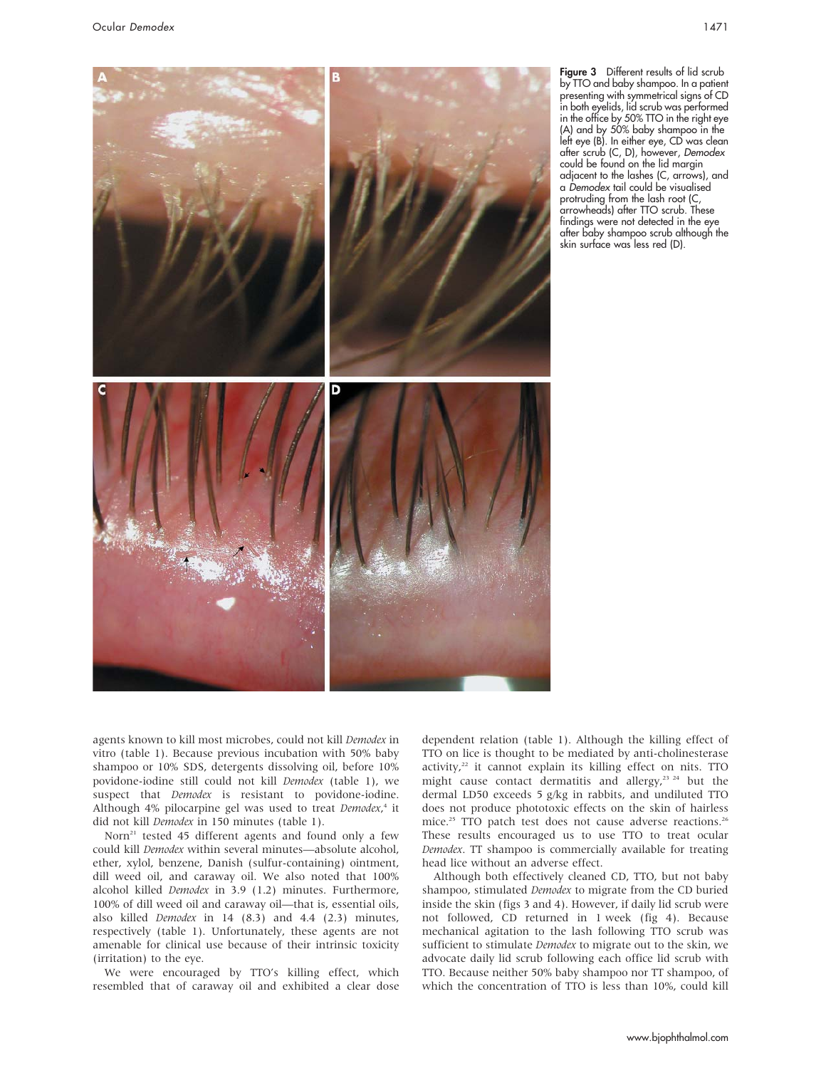Figure 3 Different results of lid scrub by TTO and baby shampoo. In a patient presenting with symmetrical signs of CD in both eyelids, lid scrub was performed in the office by 50% TTO in the right eye (A) and by 50% baby shampoo in the left eye (B). In either eye, CD was clean after scrub (C, D), however, *Demodex* could be found on the lid margin adjacent to the lashes (C, arrows), and a *Demodex* tail could be visualised protruding from the lash root (C, arrowheads) after TTO scrub. These findings were not detected in the eye after baby shampoo scrub although the skin surface was less red (D).

agents known to kill most microbes, could not kill *Demodex* in vitro (table 1). Because previous incubation with 50% baby shampoo or 10% SDS, detergents dissolving oil, before 10% povidone-iodine still could not kill *Demodex* (table 1), we suspect that *Demodex* is resistant to povidone-iodine. Although 4% pilocarpine gel was used to treat *Demodex*,[4] it did not kill *Demodex* in 150 minutes (table 1).

Norn[21] tested 45 different agents and found only a few could kill *Demodex* within several minutes—absolute alcohol, ether, xylol, benzene, Danish (sulfur-containing) ointment, dill weed oil, and caraway oil. We also noted that 100% alcohol killed *Demodex* in 3.9 (1.2) minutes. Furthermore, 100% of dill weed oil and caraway oil—that is, essential oils, also killed *Demodex* in 14 (8.3) and 4.4 (2.3) minutes, respectively (table 1). Unfortunately, these agents are not amenable for clinical use because of their intrinsic toxicity (irritation) to the eye.

We were encouraged by TTO's killing effect, which resembled that of caraway oil and exhibited a clear dose dependent relation (table 1). Although the killing effect of TTO on lice is thought to be mediated by anti-cholinesterase activity,[22] it cannot explain its killing effect on nits. TTO might cause contact dermatitis and allergy,[23 24] but the dermal LD50 exceeds 5 g/kg in rabbits, and undiluted TTO does not produce phototoxic effects on the skin of hairless mice.[25] TTO patch test does not cause adverse reactions.[26] These results encouraged us to use TTO to treat ocular *Demodex*. TT shampoo is commercially available for treating head lice without an adverse effect.

Although both effectively cleaned CD, TTO, but not baby shampoo, stimulated *Demodex* to migrate from the CD buried inside the skin (figs 3 and 4). However, if daily lid scrub were not followed, CD returned in 1 week (fig 4). Because mechanical agitation to the lash following TTO scrub was sufficient to stimulate *Demodex* to migrate out to the skin, we advocate daily lid scrub following each office lid scrub with TTO. Because neither 50% baby shampoo nor TT shampoo, of which the concentration of TTO is less than 10%, could kill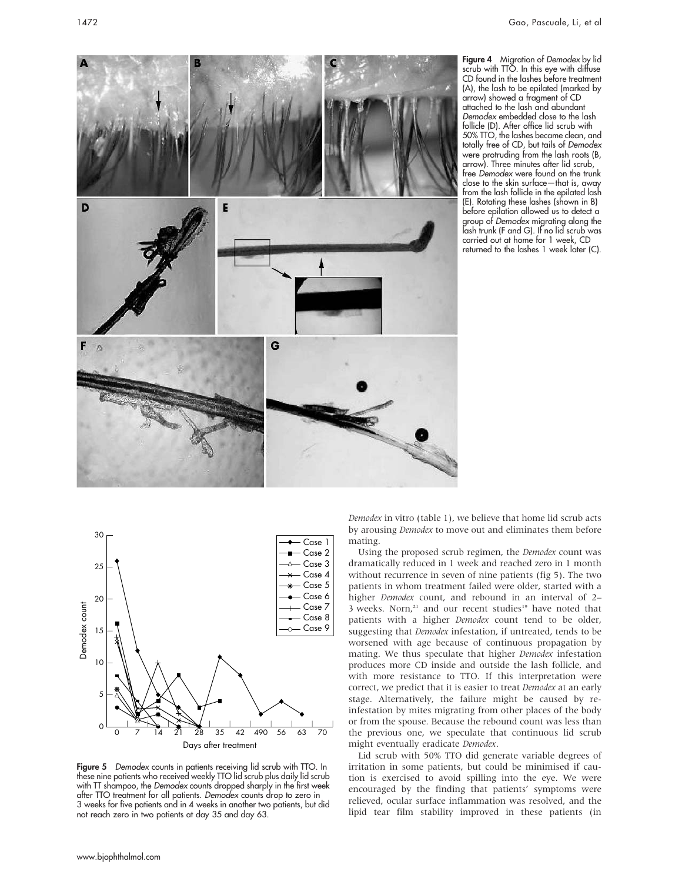**Figure 4** Migration of *Demodex* by lid scrub with TTO. In this eye with diffuse CD found in the lashes before treatment (A), the lash to be epilated (marked by arrow) showed a fragment of CD attached to the lash and abundant *Demodex* embedded close to the lash follicle (D). After office lid scrub with 50% TTO, the lashes became clean, and totally free of CD, but tails of *Demodex* were protruding from the lash roots (B, arrow). Three minutes after lid scrub, free *Demodex* were found on the trunk close to the skin surface—that is, away from the lash follicle in the epilated lash (E). Rotating these lashes (shown in B) before epilation allowed us to detect a group of *Demodex* migrating along the lash trunk (F and G). If no lid scrub was carried out at home for 1 week, CD returned to the lashes 1 week later (C).

**Figure 5** *Demodex* counts in patients receiving lid scrub with TTO. In these nine patients who received weekly TTO lid scrub plus daily lid scrub with TT shampoo, the *Demodex* counts dropped sharply in the first week after TTO treatment for all patients. *Demodex* counts drop to zero in 3 weeks for five patients and in 4 weeks in another two patients, but did not reach zero in two patients at day 35 and day 63.

*Demodex* in vitro (table 1), we believe that home lid scrub acts by arousing *Demodex* to move out and eliminates them before mating.

Using the proposed scrub regimen, the *Demodex* count was dramatically reduced in 1 week and reached zero in 1 month without recurrence in seven of nine patients (fig 5). The two patients in whom treatment failed were older, started with a higher *Demodex* count, and rebound in an interval of 2–3 weeks. Norn,[21] and our recent studies[19] have noted that patients with a higher *Demodex* count tend to be older, suggesting that *Demodex* infestation, if untreated, tends to be worsened with age because of continuous propagation by mating. We thus speculate that higher *Demodex* infestation produces more CD inside and outside the lash follicle, and with more resistance to TTO. If this interpretation were correct, we predict that it is easier to treat *Demodex* at an early stage. Alternatively, the failure might be caused by re-infestation by mites migrating from other places of the body or from the spouse. Because the rebound count was less than the previous one, we speculate that continuous lid scrub might eventually eradicate *Demodex*.

Lid scrub with 50% TTO did generate variable degrees of irritation in some patients, but could be minimised if caution is exercised to avoid spilling into the eye. We were encouraged by the finding that patients' symptoms were relieved, ocular surface inflammation was resolved, and the lipid tear film stability improved in these patients (in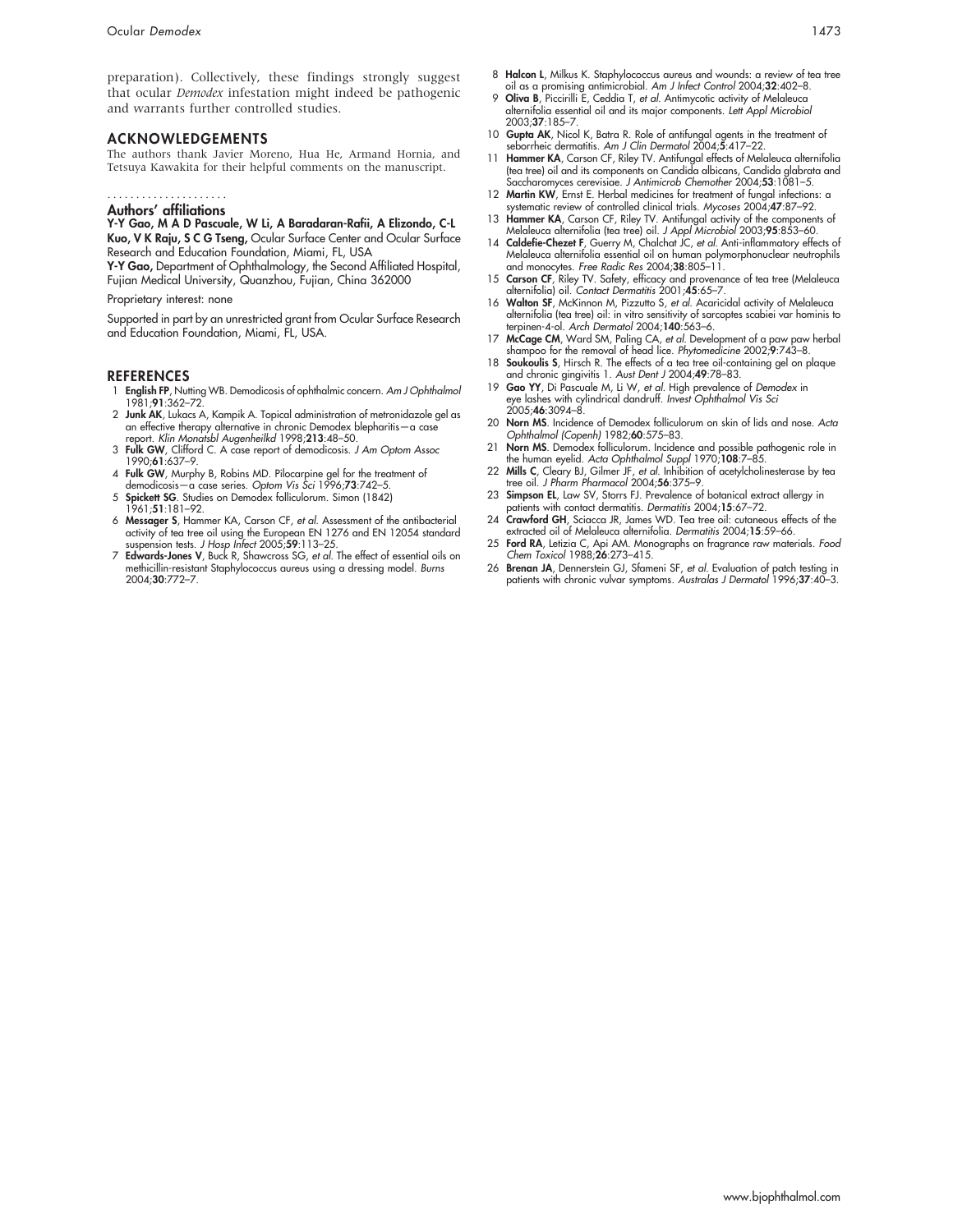preparation). Collectively, these findings strongly suggest that ocular *Demodex* infestation might indeed be pathogenic and warrants further controlled studies.

## ACKNOWLEDGEMENTS

The authors thank Javier Moreno, Hua He, Armand Hornia, and Tetsuya Kawakita for their helpful comments on the manuscript.

### Authors' affiliations

**Y-Y Gao, M A D Pascuale, W Li, A Baradaran-Rafii, A Elizondo, C-L Kuo, V K Raju, S C G Tseng,** Ocular Surface Center and Ocular Surface Research and Education Foundation, Miami, FL, USA

**Y-Y Gao,** Department of Ophthalmology, the Second Affiliated Hospital, Fujian Medical University, Quanzhou, Fujian, China 362000

Proprietary interest: none

Supported in part by an unrestricted grant from Ocular Surface Research and Education Foundation, Miami, FL, USA.

## REFERENCES

1. **English FP**, Nutting WB. Demodicosis of ophthalmic concern. *Am J Ophthalmol* 1981;**91**:362–72.
2. **Junk AK**, Lukacs A, Kampik A. Topical administration of metronidazole gel as an effective therapy alternative in chronic Demodex blepharitis—a case report. *Klin Monatsbl Augenheilkd* 1998;**213**:48–50.
3. **Fulk GW**, Clifford C. A case report of demodicosis. *J Am Optom Assoc* 1990;**61**:637–9.
4. **Fulk GW**, Murphy B, Robins MD. Pilocarpine gel for the treatment of demodicosis—a case series. *Optom Vis Sci* 1996;**73**:742–5.
5. **Spickett SG**. Studies on Demodex folliculorum. Simon (1842) 1961;**51**:181–92.
6. **Messager S**, Hammer KA, Carson CF, *et al*. Assessment of the antibacterial activity of tea tree oil using the European EN 1276 and EN 12054 standard suspension tests. *J Hosp Infect* 2005;**59**:113–25.
7. **Edwards-Jones V**, Buck R, Shawcross SG, *et al*. The effect of essential oils on methicillin-resistant Staphylococcus aureus using a dressing model. *Burns* 2004;**30**:772–7.
8. **Halcon L**, Milkus K. Staphylococcus aureus and wounds: a review of tea tree oil as a promising antimicrobial. *Am J Infect Control* 2004;**32**:402–8.
9. **Oliva B**, Piccirilli E, Ceddia T, *et al*. Antimycotic activity of Melaleuca alternifolia essential oil and its major components. *Lett Appl Microbiol* 2003;**37**:185–7.
10. **Gupta AK**, Nicol K, Batra R. Role of antifungal agents in the treatment of seborrheic dermatitis. *Am J Clin Dermatol* 2004;**5**:417–22.
11. **Hammer KA**, Carson CF, Riley TV. Antifungal effects of Melaleuca alternifolia (tea tree) oil and its components on Candida albicans, Candida glabrata and Saccharomyces cerevisiae. *J Antimicrob Chemother* 2004;**53**:1081–5.
12. **Martin KW**, Ernst E. Herbal medicines for treatment of fungal infections: a systematic review of controlled clinical trials. *Mycoses* 2004;**47**:87–92.
13. **Hammer KA**, Carson CF, Riley TV. Antifungal activity of the components of Melaleuca alternifolia (tea tree) oil. *J Appl Microbiol* 2003;**95**:853–60.
14. **Caldefie-Chezet F**, Guerry M, Chalchat JC, *et al*. Anti-inflammatory effects of Melaleuca alternifolia essential oil on human polymorphonuclear neutrophils and monocytes. *Free Radic Res* 2004;**38**:805–11.
15. **Carson CF**, Riley TV. Safety, efficacy and provenance of tea tree (Melaleuca alternifolia) oil. *Contact Dermatitis* 2001;**45**:65–7.
16. **Walton SF**, McKinnon M, Pizzutto S, *et al*. Acaricidal activity of Melaleuca alternifolia (tea tree) oil: in vitro sensitivity of sarcoptes scabiei var hominis to terpinen-4-ol. *Arch Dermatol* 2004;**140**:563–6.
17. **McCage CM**, Ward SM, Paling CA, *et al*. Development of a paw paw herbal shampoo for the removal of head lice. *Phytomedicine* 2002;**9**:743–8.
18. **Soukoulis S**, Hirsch R. The effects of a tea tree oil-containing gel on plaque and chronic gingivitis 1. *Aust Dent J* 2004;**49**:78–83.
19. **Gao YY**, Di Pascuale M, Li W, *et al*. High prevalence of *Demodex* in eye lashes with cylindrical dandruff. *Invest Ophthalmol Vis Sci* 2005;**46**:3094–8.
20. **Norn MS**. Incidence of Demodex folliculorum on skin of lids and nose. *Acta Ophthalmol (Copenh)* 1982;**60**:575–83.
21. **Norn MS**. Demodex folliculorum. Incidence and possible pathogenic role in the human eyelid. *Acta Ophthalmol Suppl* 1970;**108**:7–85.
22. **Mills C**, Cleary BJ, Gilmer JF, *et al*. Inhibition of acetylcholinesterase by tea tree oil. *J Pharm Pharmacol* 2004;**56**:375–9.
23. **Simpson EL**, Law SV, Storrs FJ. Prevalence of botanical extract allergy in patients with contact dermatitis. *Dermatitis* 2004;**15**:67–72.
24. **Crawford GH**, Sciacca JR, James WD. Tea tree oil: cutaneous effects of the extracted oil of Melaleuca alternifolia. *Dermatitis* 2004;**15**:59–66.
25. **Ford RA**, Letizia C, Api AM. Monographs on fragrance raw materials. *Food Chem Toxicol* 1988;**26**:273–415.
26. **Brenan JA**, Dennerstein GJ, Sfameni SF, *et al*. Evaluation of patch testing in patients with chronic vulvar symptoms. *Australas J Dermatol* 1996;**37**:40–3.